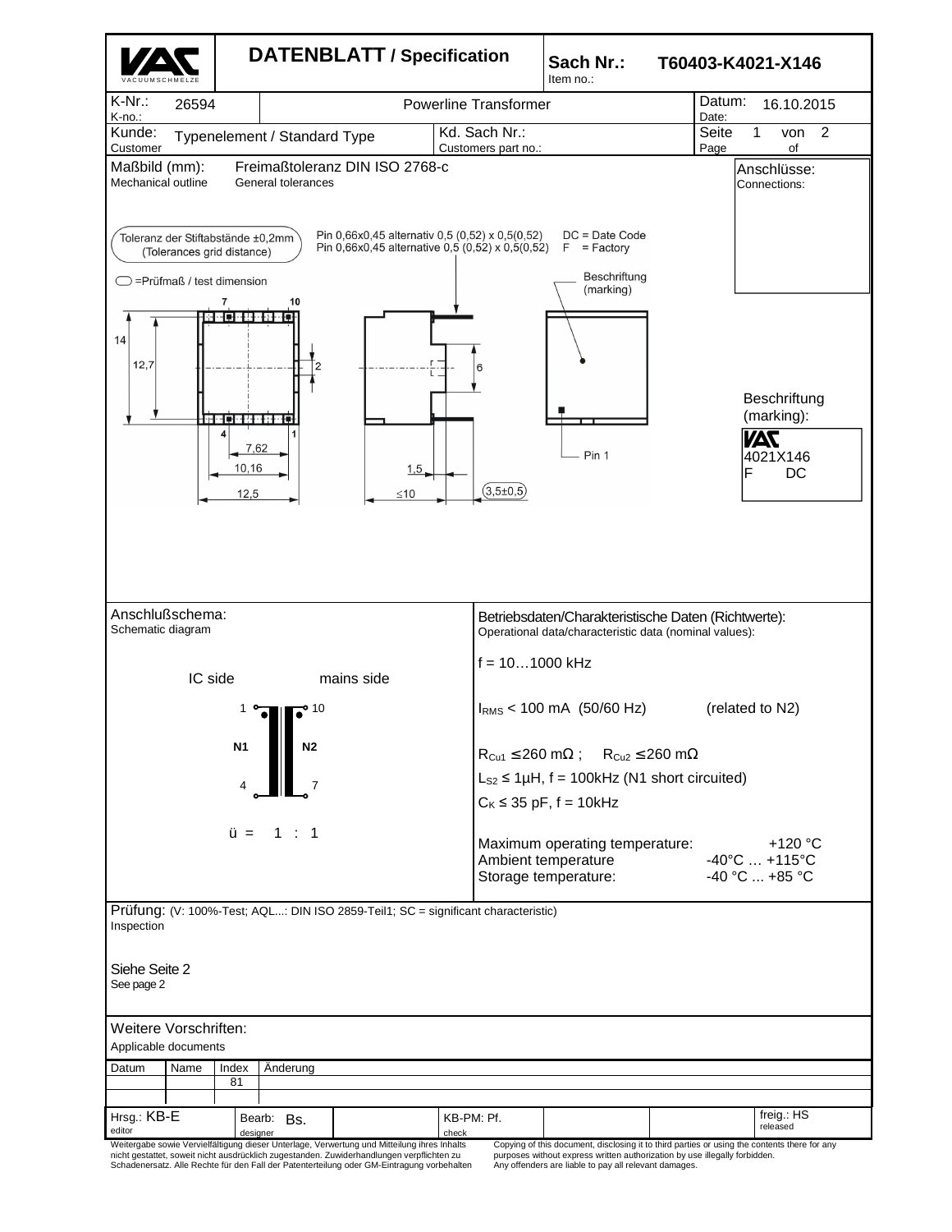# DATENBLATT / Specification

**Sach Nr.:** T60403-K4021-X146
Item no.:

| K-Nr.: / K-no.: | 26594 | Powerline Transformer | Datum: / Date: | 16.10.2015 |
|---|---|---|---|---|
| Kunde: / Customer | Typenelement / Standard Type | Kd. Sach Nr.: / Customers part no.: | Seite / Page | 1 von / of 2 |

## Maßbild (mm): / Mechanical outline

Freimaßtoleranz DIN ISO 2768-c
General tolerances

Toleranz der Stiftabstände ±0,2mm
(Tolerances grid distance)

Pin 0,66x0,45 alternativ 0,5 (0,52) x 0,5(0,52)
Pin 0,66x0,45 alternative 0,5 (0,52) x 0,5(0,52)

DC = Date Code
F = Factory

Beschriftung (marking)

◯ =Prüfmaß / test dimension

7, 10, 4, 1, 14, 12,7, 2, 7,62, 10,16, 12,5, 1,5, ≤10, 6, (3,5±0,5), Pin 1

**Anschlüsse:** / Connections:

**Beschriftung (marking):**

VAC
4021X146
F DC

## Anschlußschema: / Schematic diagram

IC side — mains side

1 — N1 — 4
10 — N2 — 7

ü = 1 : 1

## Betriebsdaten/Charakteristische Daten (Richtwerte):
Operational data/characteristic data (nominal values):

f = 10…1000 kHz

$I_{RMS}$ < 100 mA (50/60 Hz) (related to N2)

$R_{Cu1}$ ≤ 260 mΩ ; $R_{Cu2}$ ≤ 260 mΩ

$L_{S2}$ ≤ 1µH, f = 100kHz (N1 short circuited)

$C_K$ ≤ 35 pF, f = 10kHz

| | |
|---|---|
| Maximum operating temperature: | +120 °C |
| Ambient temperature | -40°C … +115°C |
| Storage temperature: | -40 °C ... +85 °C |

## Prüfung: (V: 100%-Test; AQL...: DIN ISO 2859-Teil1; SC = significant characteristic)
Inspection

Siehe Seite 2
See page 2

## Weitere Vorschriften:
Applicable documents

| Datum | Name | Index | Änderung |
|---|---|---|---|
| | | 81 | |
| | | | |

| Hrsg.: KB-E (editor) | Bearb.: Bs. (designer) | | KB-PM: Pf. (check) | | | freig.: HS (released) |
|---|---|---|---|---|---|---|

Weitergabe sowie Vervielfältigung dieser Unterlage, Verwertung und Mitteilung ihres Inhalts nicht gestattet, soweit nicht ausdrücklich zugestanden. Zuwiderhandlungen verpflichten zu Schadenersatz. Alle Rechte für den Fall der Patenterteilung oder GM-Eintragung vorbehalten

Copying of this document, disclosing it to third parties or using the contents there for any purposes without express written authorization by use illegally forbidden. Any offenders are liable to pay all relevant damages.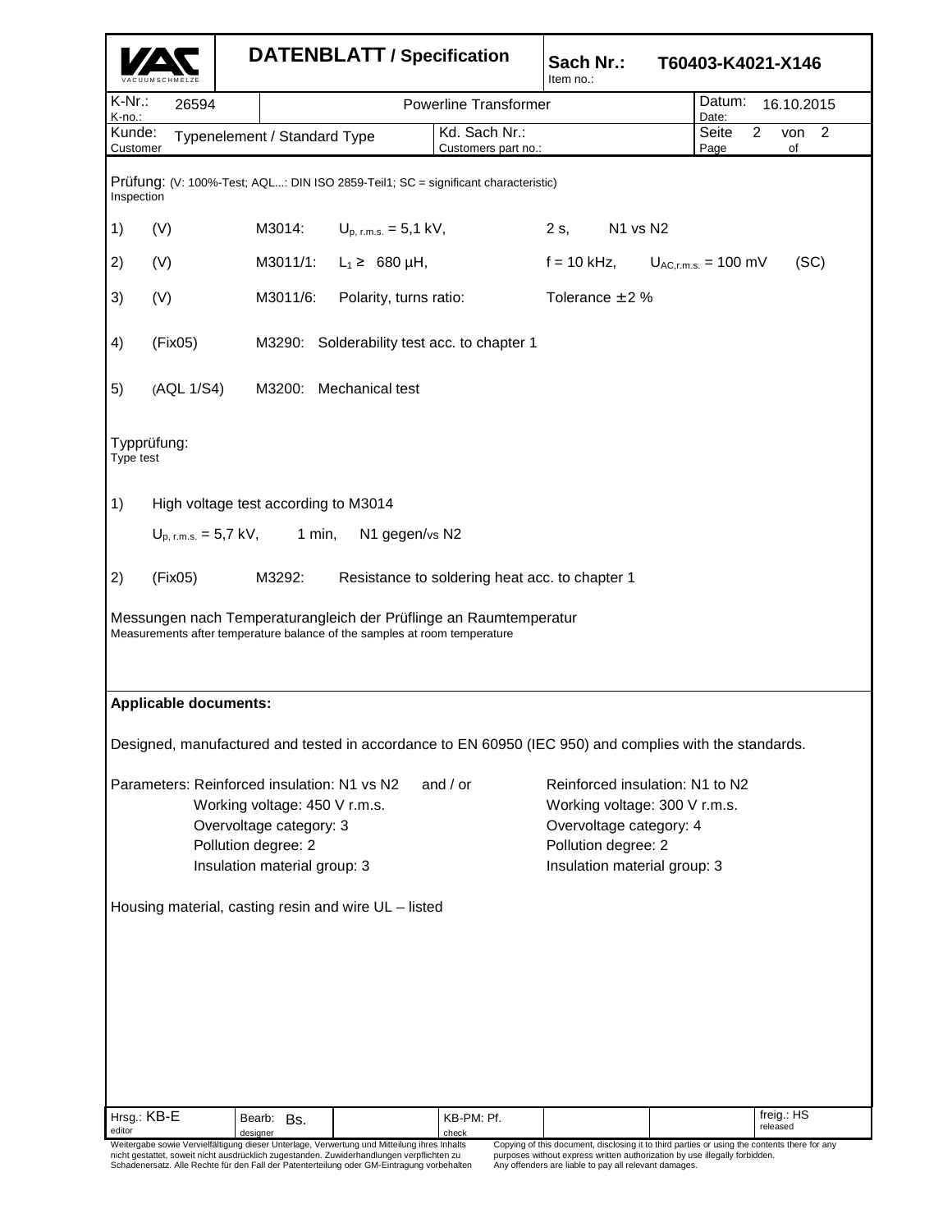| VACUUMSCHMELZE | DATENBLATT / Specification | Sach Nr.: Item no.: | T60403-K4021-X146 |
|---|---|---|---|
| K-Nr.: K-no.: 26594 | Powerline Transformer | | Datum: Date: 16.10.2015 |
| Kunde: Customer: Typenelement / Standard Type | Kd. Sach Nr.: Customers part no.: | | Seite 2 von 2 Page of |

Prüfung: (V: 100%-Test; AQL...: DIN ISO 2859-Teil1; SC = significant characteristic)
Inspection

| | | | | | |
|---|---|---|---|---|---|
| 1) | (V) | M3014: | $U_{p,\, r.m.s.}$ = 5,1 kV, | 2 s, N1 vs N2 | |
| 2) | (V) | M3011/1: | $L_1 \geq$ 680 µH, | f = 10 kHz, $U_{AC,r.m.s.}$ = 100 mV | (SC) |
| 3) | (V) | M3011/6: | Polarity, turns ratio: | Tolerance ± 2 % | |
| 4) | (Fix05) | M3290: | Solderability test acc. to chapter 1 | | |
| 5) | (AQL 1/S4) | M3200: | Mechanical test | | |

Typprüfung:
Type test

1) High voltage test according to M3014

   $U_{p,\, r.m.s.}$ = 5,7 kV, 1 min, N1 gegen/vs N2

2) (Fix05) M3292: Resistance to soldering heat acc. to chapter 1

Messungen nach Temperaturangleich der Prüflinge an Raumtemperatur
Measurements after temperature balance of the samples at room temperature

**Applicable documents:**

Designed, manufactured and tested in accordance to EN 60950 (IEC 950) and complies with the standards.

| Parameters: | | and / or | |
|---|---|---|---|
| | Reinforced insulation: N1 vs N2 | | Reinforced insulation: N1 to N2 |
| | Working voltage: 450 V r.m.s. | | Working voltage: 300 V r.m.s. |
| | Overvoltage category: 3 | | Overvoltage category: 4 |
| | Pollution degree: 2 | | Pollution degree: 2 |
| | Insulation material group: 3 | | Insulation material group: 3 |

Housing material, casting resin and wire UL – listed

| Hrsg.: KB-E editor | Bearb: Bs. designer | KB-PM: Pf. check | freig.: HS released |
|---|---|---|---|

Weitergabe sowie Vervielfältigung dieser Unterlage, Verwertung und Mitteilung ihres Inhalts nicht gestattet, soweit nicht ausdrücklich zugestanden. Zuwiderhandlungen verpflichten zu Schadenersatz. Alle Rechte für den Fall der Patenterteilung oder GM-Eintragung vorbehalten

Copying of this document, disclosing it to third parties or using the contents there for any purposes without express written authorization by use illegally forbidden. Any offenders are liable to pay all relevant damages.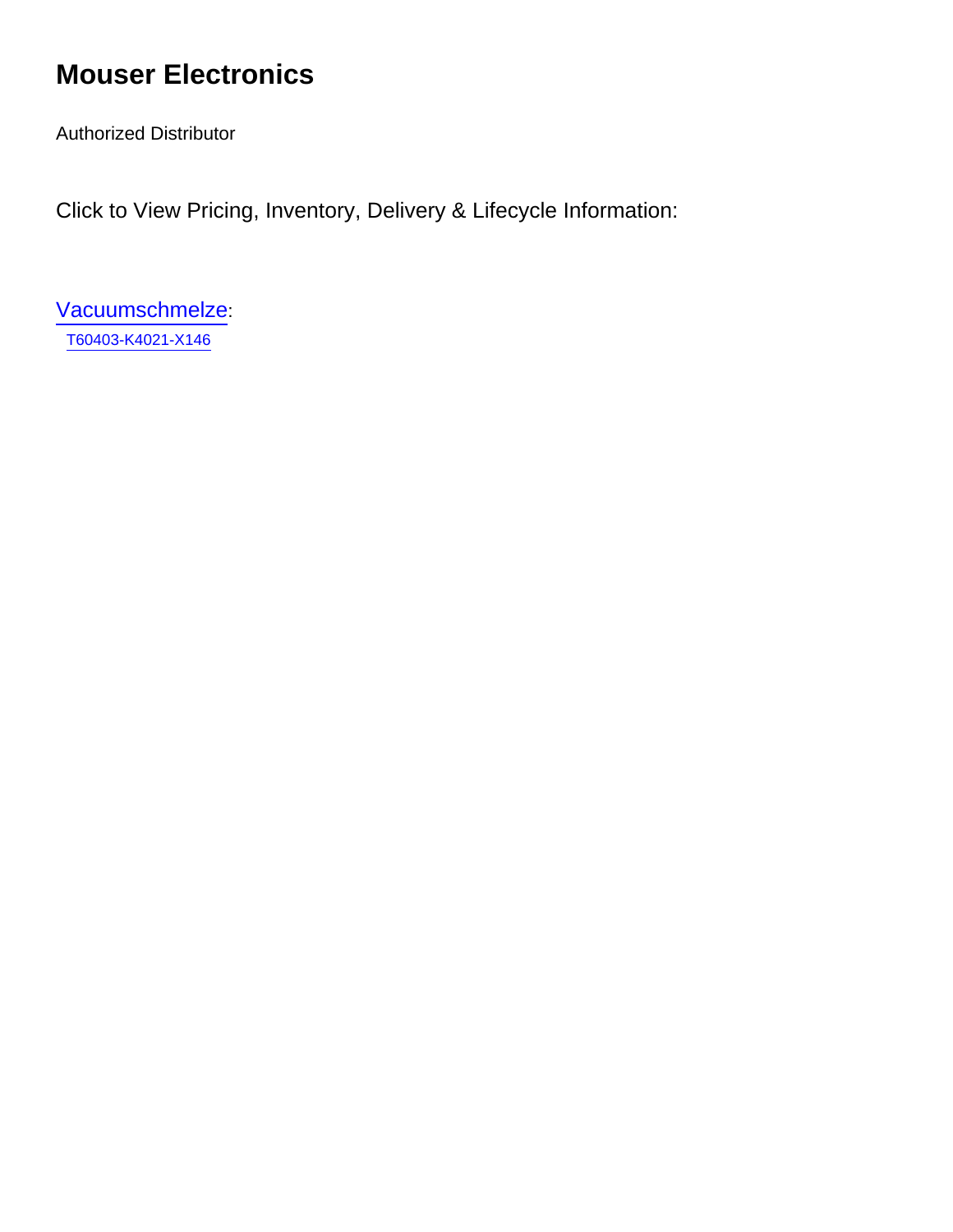# Mouser Electronics

Authorized Distributor

Click to View Pricing, Inventory, Delivery & Lifecycle Information:

Vacuumschmelze:

T60403-K4021-X146